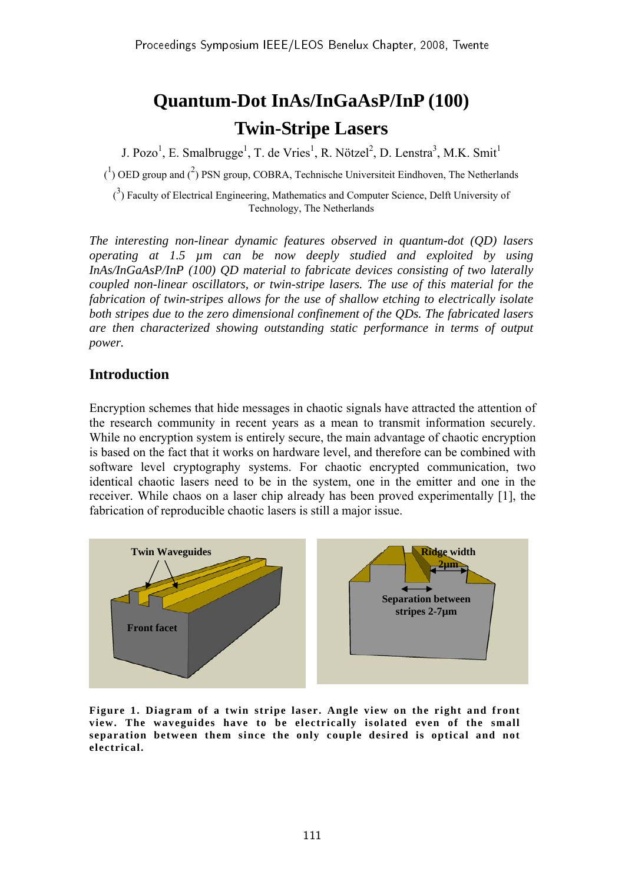# Quantum-Dot InAs/InGaAsP/InP (100) Twin-Stripe Lasers

J. Pozo[1], E. Smalbrugge[1], T. de Vries[1], R. Nötzel[2], D. Lenstra[3], M.K. Smit[1]

([1]) OED group and ([2]) PSN group, COBRA, Technische Universiteit Eindhoven, The Netherlands

([3]) Faculty of Electrical Engineering, Mathematics and Computer Science, Delft University of Technology, The Netherlands

*The interesting non-linear dynamic features observed in quantum-dot (QD) lasers operating at 1.5 µm can be now deeply studied and exploited by using InAs/InGaAsP/InP (100) QD material to fabricate devices consisting of two laterally coupled non-linear oscillators, or twin-stripe lasers. The use of this material for the fabrication of twin-stripes allows for the use of shallow etching to electrically isolate both stripes due to the zero dimensional confinement of the QDs. The fabricated lasers are then characterized showing outstanding static performance in terms of output power.*

## Introduction

Encryption schemes that hide messages in chaotic signals have attracted the attention of the research community in recent years as a mean to transmit information securely. While no encryption system is entirely secure, the main advantage of chaotic encryption is based on the fact that it works on hardware level, and therefore can be combined with software level cryptography systems. For chaotic encrypted communication, two identical chaotic lasers need to be in the system, one in the emitter and one in the receiver. While chaos on a laser chip already has been proved experimentally [1], the fabrication of reproducible chaotic lasers is still a major issue.

Twin Waveguides

Front facet

Ridge width 2µm

Separation between stripes 2-7µm

**Figure 1. Diagram of a twin stripe laser. Angle view on the right and front view. The waveguides have to be electrically isolated even of the small separation between them since the only couple desired is optical and not electrical.**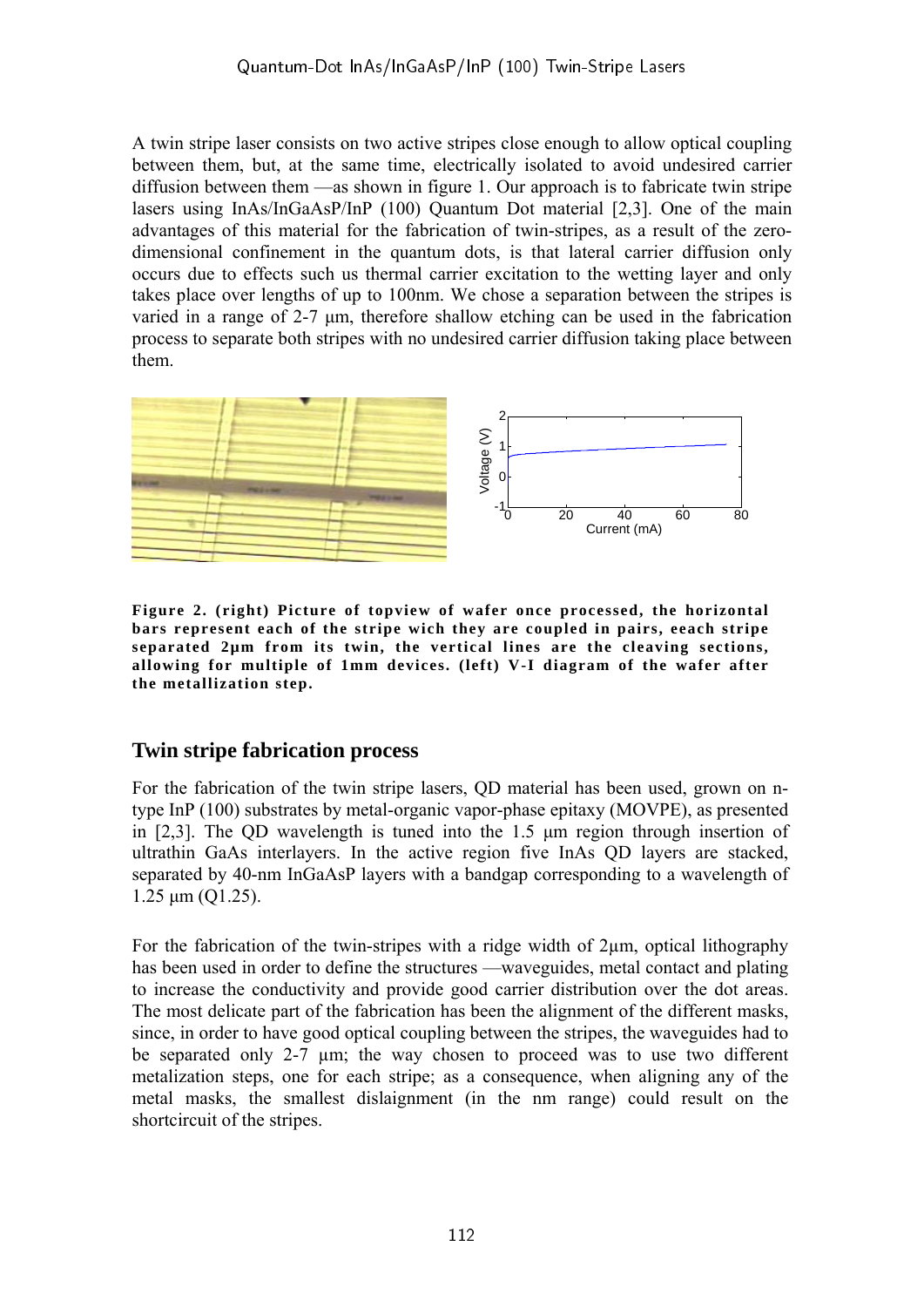A twin stripe laser consists on two active stripes close enough to allow optical coupling between them, but, at the same time, electrically isolated to avoid undesired carrier diffusion between them —as shown in figure 1. Our approach is to fabricate twin stripe lasers using InAs/InGaAsP/InP (100) Quantum Dot material [2,3]. One of the main advantages of this material for the fabrication of twin-stripes, as a result of the zero-dimensional confinement in the quantum dots, is that lateral carrier diffusion only occurs due to effects such us thermal carrier excitation to the wetting layer and only takes place over lengths of up to 100nm. We chose a separation between the stripes is varied in a range of 2-7 µm, therefore shallow etching can be used in the fabrication process to separate both stripes with no undesired carrier diffusion taking place between them.

**Figure 2. (right) Picture of topview of wafer once processed, the horizontal bars represent each of the stripe wich they are coupled in pairs, eeach stripe separated 2µm from its twin, the vertical lines are the cleaving sections, allowing for multiple of 1mm devices. (left) V-I diagram of the wafer after the metallization step.**

## Twin stripe fabrication process

For the fabrication of the twin stripe lasers, QD material has been used, grown on n-type InP (100) substrates by metal-organic vapor-phase epitaxy (MOVPE), as presented in [2,3]. The QD wavelength is tuned into the 1.5 µm region through insertion of ultrathin GaAs interlayers. In the active region five InAs QD layers are stacked, separated by 40-nm InGaAsP layers with a bandgap corresponding to a wavelength of 1.25 µm (Q1.25).

For the fabrication of the twin-stripes with a ridge width of 2µm, optical lithography has been used in order to define the structures —waveguides, metal contact and plating to increase the conductivity and provide good carrier distribution over the dot areas. The most delicate part of the fabrication has been the alignment of the different masks, since, in order to have good optical coupling between the stripes, the waveguides had to be separated only 2-7 µm; the way chosen to proceed was to use two different metalization steps, one for each stripe; as a consequence, when aligning any of the metal masks, the smallest dislaignment (in the nm range) could result on the shortcircuit of the stripes.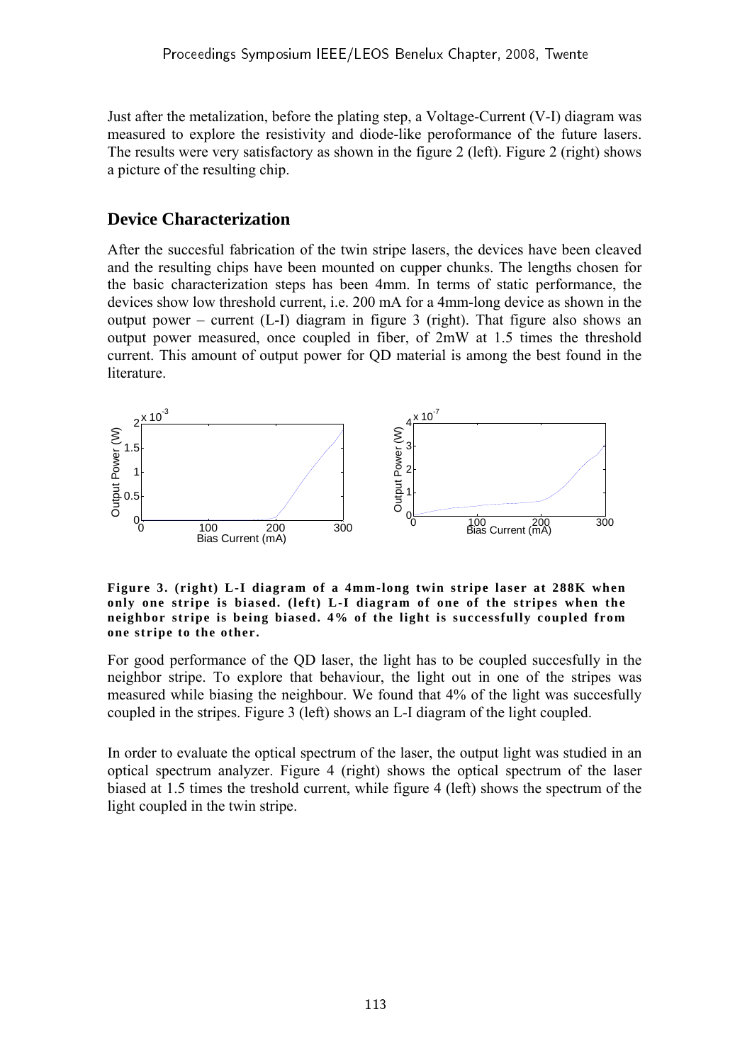Just after the metalization, before the plating step, a Voltage-Current (V-I) diagram was measured to explore the resistivity and diode-like peroformance of the future lasers. The results were very satisfactory as shown in the figure 2 (left). Figure 2 (right) shows a picture of the resulting chip.

## Device Characterization

After the succesful fabrication of the twin stripe lasers, the devices have been cleaved and the resulting chips have been mounted on cupper chunks. The lengths chosen for the basic characterization steps has been 4mm. In terms of static performance, the devices show low threshold current, i.e. 200 mA for a 4mm-long device as shown in the output power – current (L-I) diagram in figure 3 (right). That figure also shows an output power measured, once coupled in fiber, of 2mW at 1.5 times the threshold current. This amount of output power for QD material is among the best found in the literature.

**Figure 3. (right) L-I diagram of a 4mm-long twin stripe laser at 288K when only one stripe is biased. (left) L-I diagram of one of the stripes when the neighbor stripe is being biased. 4% of the light is successfully coupled from one stripe to the other.**

For good performance of the QD laser, the light has to be coupled succesfully in the neighbor stripe. To explore that behaviour, the light out in one of the stripes was measured while biasing the neighbour. We found that 4% of the light was succesfully coupled in the stripes. Figure 3 (left) shows an L-I diagram of the light coupled.

In order to evaluate the optical spectrum of the laser, the output light was studied in an optical spectrum analyzer. Figure 4 (right) shows the optical spectrum of the laser biased at 1.5 times the treshold current, while figure 4 (left) shows the spectrum of the light coupled in the twin stripe.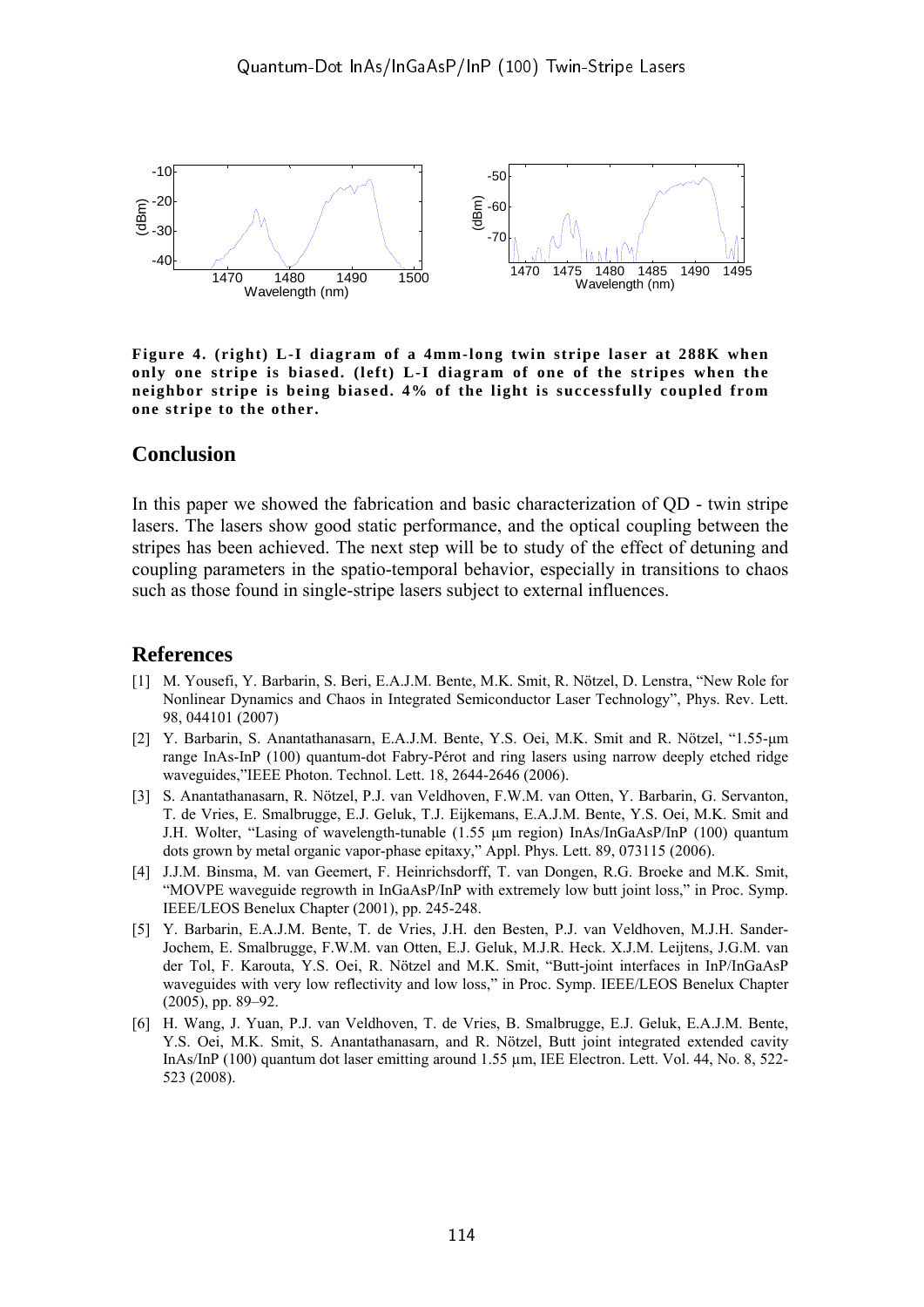(dBm)
-10
-20
-30
-40
1470 1480 1490 1500
Wavelength (nm)

(dBm)
-50
-60
-70
1470 1475 1480 1485 1490 1495
Wavelength (nm)

**Figure 4. (right) L-I diagram of a 4mm-long twin stripe laser at 288K when only one stripe is biased. (left) L-I diagram of one of the stripes when the neighbor stripe is being biased. 4% of the light is successfully coupled from one stripe to the other.**

## Conclusion

In this paper we showed the fabrication and basic characterization of QD - twin stripe lasers. The lasers show good static performance, and the optical coupling between the stripes has been achieved. The next step will be to study of the effect of detuning and coupling parameters in the spatio-temporal behavior, especially in transitions to chaos such as those found in single-stripe lasers subject to external influences.

## References

[1] M. Yousefi, Y. Barbarin, S. Beri, E.A.J.M. Bente, M.K. Smit, R. Nötzel, D. Lenstra, "New Role for Nonlinear Dynamics and Chaos in Integrated Semiconductor Laser Technology", Phys. Rev. Lett. 98, 044101 (2007)

[2] Y. Barbarin, S. Anantathanasarn, E.A.J.M. Bente, Y.S. Oei, M.K. Smit and R. Nötzel, "1.55-μm range InAs-InP (100) quantum-dot Fabry-Pérot and ring lasers using narrow deeply etched ridge waveguides,"IEEE Photon. Technol. Lett. 18, 2644-2646 (2006).

[3] S. Anantathanasarn, R. Nötzel, P.J. van Veldhoven, F.W.M. van Otten, Y. Barbarin, G. Servanton, T. de Vries, E. Smalbrugge, E.J. Geluk, T.J. Eijkemans, E.A.J.M. Bente, Y.S. Oei, M.K. Smit and J.H. Wolter, "Lasing of wavelength-tunable (1.55 μm region) InAs/InGaAsP/InP (100) quantum dots grown by metal organic vapor-phase epitaxy," Appl. Phys. Lett. 89, 073115 (2006).

[4] J.J.M. Binsma, M. van Geemert, F. Heinrichsdorff, T. van Dongen, R.G. Broeke and M.K. Smit, "MOVPE waveguide regrowth in InGaAsP/InP with extremely low butt joint loss," in Proc. Symp. IEEE/LEOS Benelux Chapter (2001), pp. 245-248.

[5] Y. Barbarin, E.A.J.M. Bente, T. de Vries, J.H. den Besten, P.J. van Veldhoven, M.J.H. Sander-Jochem, E. Smalbrugge, F.W.M. van Otten, E.J. Geluk, M.J.R. Heck. X.J.M. Leijtens, J.G.M. van der Tol, F. Karouta, Y.S. Oei, R. Nötzel and M.K. Smit, "Butt-joint interfaces in InP/InGaAsP waveguides with very low reflectivity and low loss," in Proc. Symp. IEEE/LEOS Benelux Chapter (2005), pp. 89–92.

[6] H. Wang, J. Yuan, P.J. van Veldhoven, T. de Vries, B. Smalbrugge, E.J. Geluk, E.A.J.M. Bente, Y.S. Oei, M.K. Smit, S. Anantathanasarn, and R. Nötzel, Butt joint integrated extended cavity InAs/InP (100) quantum dot laser emitting around 1.55 μm, IEE Electron. Lett. Vol. 44, No. 8, 522-523 (2008).